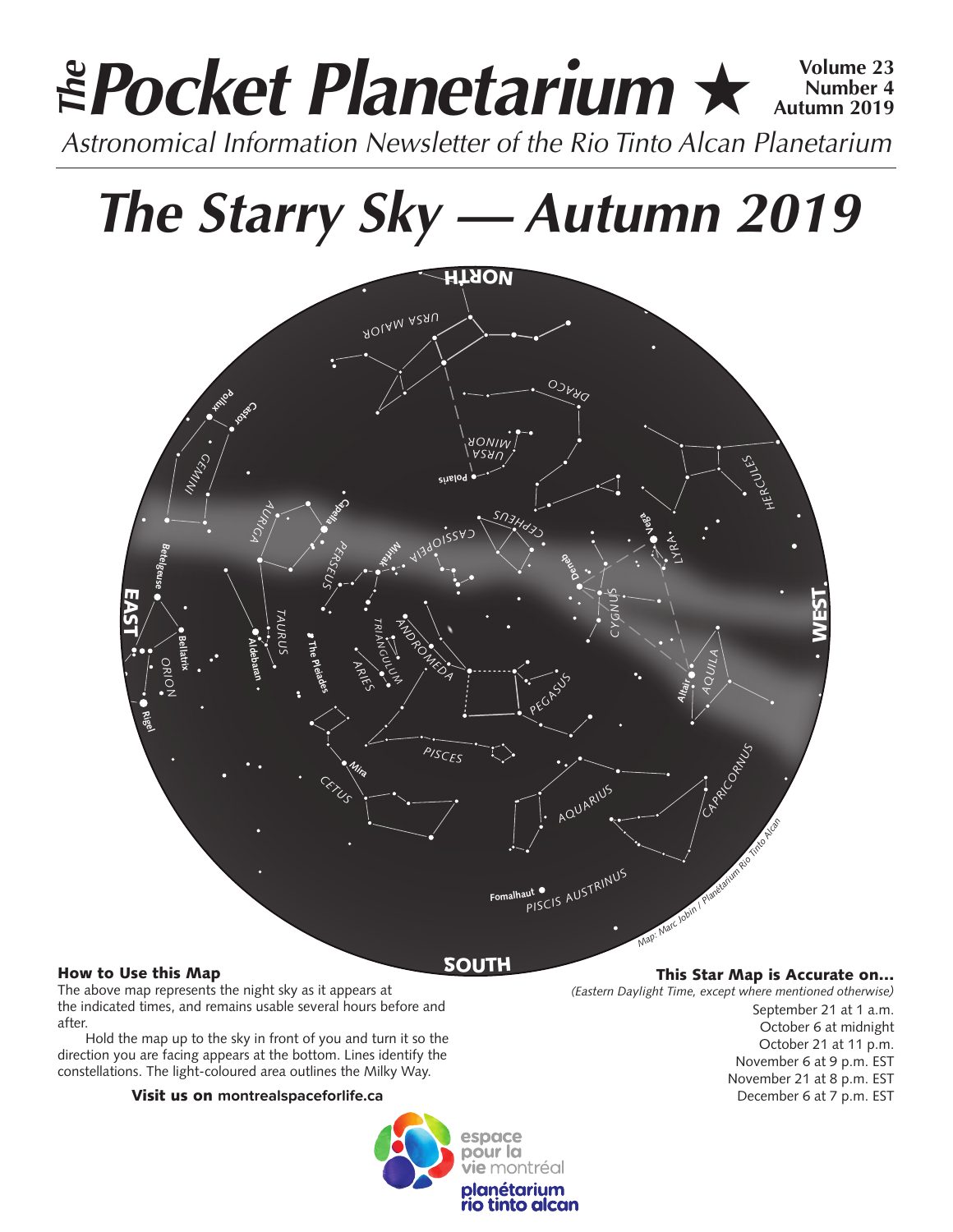# *The* Pocket Planetarium ★

**Volume 23**
**Number 4**
**Autumn 2019**

*Astronomical Information Newsletter of the Rio Tinto Alcan Planetarium*

# *The Starry Sky — Autumn 2019*

### How to Use this Map

The above map represents the night sky as it appears at the indicated times, and remains usable several hours before and after.

Hold the map up to the sky in front of you and turn it so the direction you are facing appears at the bottom. Lines identify the constellations. The light-coloured area outlines the Milky Way.

**Visit us on montrealspaceforlife.ca**

### This Star Map is Accurate on…

*(Eastern Daylight Time, except where mentioned otherwise)*

September 21 at 1 a.m.
October 6 at midnight
October 21 at 11 p.m.
November 6 at 9 p.m. EST
November 21 at 8 p.m. EST
December 6 at 7 p.m. EST

espace pour la vie montréal
planétarium rio tinto alcan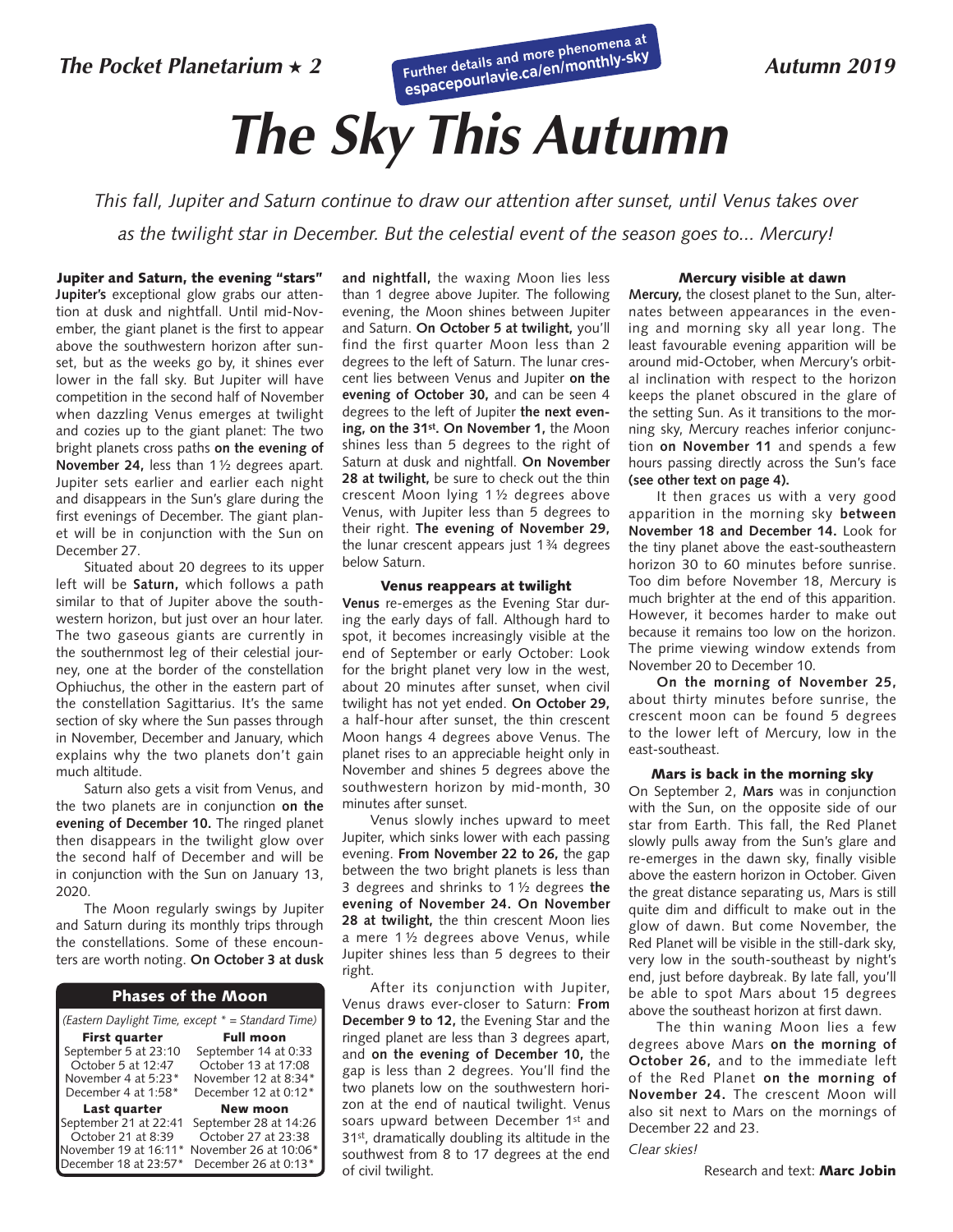Further details and more phenomena at espacepourlavie.ca/en/monthly-sky

# The Sky This Autumn

*This fall, Jupiter and Saturn continue to draw our attention after sunset, until Venus takes over as the twilight star in December. But the celestial event of the season goes to... Mercury!*

### Jupiter and Saturn, the evening "stars"

**Jupiter's** exceptional glow grabs our attention at dusk and nightfall. Until mid-November, the giant planet is the first to appear above the southwestern horizon after sunset, but as the weeks go by, it shines ever lower in the fall sky. But Jupiter will have competition in the second half of November when dazzling Venus emerges at twilight and cozies up to the giant planet: The two bright planets cross paths **on the evening of November 24,** less than 1½ degrees apart. Jupiter sets earlier and earlier each night and disappears in the Sun's glare during the first evenings of December. The giant planet will be in conjunction with the Sun on December 27.

Situated about 20 degrees to its upper left will be **Saturn,** which follows a path similar to that of Jupiter above the southwestern horizon, but just over an hour later. The two gaseous giants are currently in the southernmost leg of their celestial journey, one at the border of the constellation Ophiuchus, the other in the eastern part of the constellation Sagittarius. It's the same section of sky where the Sun passes through in November, December and January, which explains why the two planets don't gain much altitude.

Saturn also gets a visit from Venus, and the two planets are in conjunction **on the evening of December 10.** The ringed planet then disappears in the twilight glow over the second half of December and will be in conjunction with the Sun on January 13, 2020.

The Moon regularly swings by Jupiter and Saturn during its monthly trips through the constellations. Some of these encounters are worth noting. **On October 3 at dusk and nightfall,** the waxing Moon lies less than 1 degree above Jupiter. The following evening, the Moon shines between Jupiter and Saturn. **On October 5 at twilight,** you'll find the first quarter Moon less than 2 degrees to the left of Saturn. The lunar crescent lies between Venus and Jupiter **on the evening of October 30,** and can be seen 4 degrees to the left of Jupiter **the next evening, on the 31st. On November 1,** the Moon shines less than 5 degrees to the right of Saturn at dusk and nightfall. **On November 28 at twilight,** be sure to check out the thin crescent Moon lying 1½ degrees above Venus, with Jupiter less than 5 degrees to their right. **The evening of November 29,** the lunar crescent appears just 1¾ degrees below Saturn.

**Phases of the Moon**

*(Eastern Daylight Time, except * = Standard Time)*

| First quarter | Full moon |
|---|---|
| September 5 at 23:10 | September 14 at 0:33 |
| October 5 at 12:47 | October 13 at 17:08 |
| November 4 at 5:23* | November 12 at 8:34* |
| December 4 at 1:58* | December 12 at 0:12* |
| **Last quarter** | **New moon** |
| September 21 at 22:41 | September 28 at 14:26 |
| October 21 at 8:39 | October 27 at 23:38 |
| November 19 at 16:11* | November 26 at 10:06* |
| December 18 at 23:57* | December 26 at 0:13* |

### Venus reappears at twilight

**Venus** re-emerges as the Evening Star during the early days of fall. Although hard to spot, it becomes increasingly visible at the end of September or early October: Look for the bright planet very low in the west, about 20 minutes after sunset, when civil twilight has not yet ended. **On October 29,** a half-hour after sunset, the thin crescent Moon hangs 4 degrees above Venus. The planet rises to an appreciable height only in November and shines 5 degrees above the southwestern horizon by mid-month, 30 minutes after sunset.

Venus slowly inches upward to meet Jupiter, which sinks lower with each passing evening. **From November 22 to 26,** the gap between the two bright planets is less than 3 degrees and shrinks to 1½ degrees **the evening of November 24. On November 28 at twilight,** the thin crescent Moon lies a mere 1½ degrees above Venus, while Jupiter shines less than 5 degrees to their right.

After its conjunction with Jupiter, Venus draws ever-closer to Saturn: **From December 9 to 12,** the Evening Star and the ringed planet are less than 3 degrees apart, and **on the evening of December 10,** the gap is less than 2 degrees. You'll find the two planets low on the southwestern horizon at the end of nautical twilight. Venus soars upward between December 1st and 31st, dramatically doubling its altitude in the southwest from 8 to 17 degrees at the end of civil twilight.

### Mercury visible at dawn

**Mercury,** the closest planet to the Sun, alternates between appearances in the evening and morning sky all year long. The least favourable evening apparition will be around mid-October, when Mercury's orbital inclination with respect to the horizon keeps the planet obscured in the glare of the setting Sun. As it transitions to the morning sky, Mercury reaches inferior conjunction **on November 11** and spends a few hours passing directly across the Sun's face **(see other text on page 4).**

It then graces us with a very good apparition in the morning sky **between November 18 and December 14.** Look for the tiny planet above the east-southeastern horizon 30 to 60 minutes before sunrise. Too dim before November 18, Mercury is much brighter at the end of this apparition. However, it becomes harder to make out because it remains too low on the horizon. The prime viewing window extends from November 20 to December 10.

**On the morning of November 25,** about thirty minutes before sunrise, the crescent moon can be found 5 degrees to the lower left of Mercury, low in the east-southeast.

### Mars is back in the morning sky

On September 2, **Mars** was in conjunction with the Sun, on the opposite side of our star from Earth. This fall, the Red Planet slowly pulls away from the Sun's glare and re-emerges in the dawn sky, finally visible above the eastern horizon in October. Given the great distance separating us, Mars is still quite dim and difficult to make out in the glow of dawn. But come November, the Red Planet will be visible in the still-dark sky, very low in the south-southeast by night's end, just before daybreak. By late fall, you'll be able to spot Mars about 15 degrees above the southeast horizon at first dawn.

The thin waning Moon lies a few degrees above Mars **on the morning of October 26,** and to the immediate left of the Red Planet **on the morning of November 24.** The crescent Moon will also sit next to Mars on the mornings of December 22 and 23.

*Clear skies!*

Research and text: **Marc Jobin**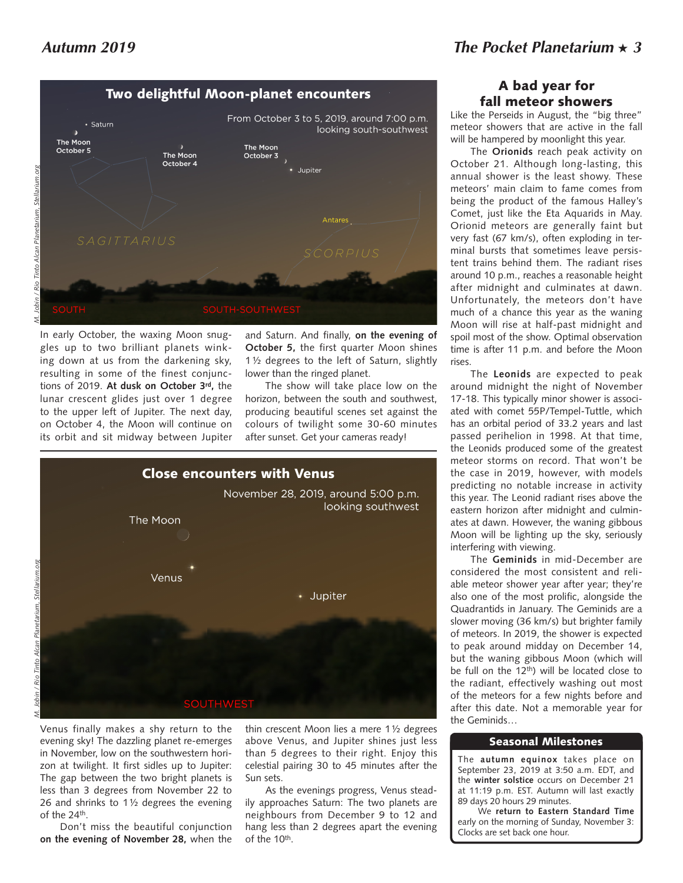## Two delightful Moon-planet encounters

From October 3 to 5, 2019, around 7:00 p.m. looking south-southwest

In early October, the waxing Moon snuggles up to two brilliant planets winking down at us from the darkening sky, resulting in some of the finest conjunctions of 2019. **At dusk on October 3rd,** the lunar crescent glides just over 1 degree to the upper left of Jupiter. The next day, on October 4, the Moon will continue on its orbit and sit midway between Jupiter and Saturn. And finally, **on the evening of October 5,** the first quarter Moon shines 1½ degrees to the left of Saturn, slightly lower than the ringed planet.

The show will take place low on the horizon, between the south and southwest, producing beautiful scenes set against the colours of twilight some 30-60 minutes after sunset. Get your cameras ready!

## Close encounters with Venus

November 28, 2019, around 5:00 p.m. looking southwest

Venus finally makes a shy return to the evening sky! The dazzling planet re-emerges in November, low on the southwestern horizon at twilight. It first sidles up to Jupiter: The gap between the two bright planets is less than 3 degrees from November 22 to 26 and shrinks to 1½ degrees the evening of the 24th.

Don't miss the beautiful conjunction **on the evening of November 28,** when the thin crescent Moon lies a mere 1½ degrees above Venus, and Jupiter shines just less than 5 degrees to their right. Enjoy this celestial pairing 30 to 45 minutes after the Sun sets.

As the evenings progress, Venus steadily approaches Saturn: The two planets are neighbours from December 9 to 12 and hang less than 2 degrees apart the evening of the 10th.

## A bad year for fall meteor showers

Like the Perseids in August, the "big three" meteor showers that are active in the fall will be hampered by moonlight this year.

The **Orionids** reach peak activity on October 21. Although long-lasting, this annual shower is the least showy. These meteors' main claim to fame comes from being the product of the famous Halley's Comet, just like the Eta Aquarids in May. Orionid meteors are generally faint but very fast (67 km/s), often exploding in terminal bursts that sometimes leave persistent trains behind them. The radiant rises around 10 p.m., reaches a reasonable height after midnight and culminates at dawn. Unfortunately, the meteors don't have much of a chance this year as the waning Moon will rise at half-past midnight and spoil most of the show. Optimal observation time is after 11 p.m. and before the Moon rises.

The **Leonids** are expected to peak around midnight the night of November 17-18. This typically minor shower is associated with comet 55P/Tempel-Tuttle, which has an orbital period of 33.2 years and last passed perihelion in 1998. At that time, the Leonids produced some of the greatest meteor storms on record. That won't be the case in 2019, however, with models predicting no notable increase in activity this year. The Leonid radiant rises above the eastern horizon after midnight and culminates at dawn. However, the waning gibbous Moon will be lighting up the sky, seriously interfering with viewing.

The **Geminids** in mid-December are considered the most consistent and reliable meteor shower year after year; they're also one of the most prolific, alongside the Quadrantids in January. The Geminids are a slower moving (36 km/s) but brighter family of meteors. In 2019, the shower is expected to peak around midday on December 14, but the waning gibbous Moon (which will be full on the 12th) will be located close to the radiant, effectively washing out most of the meteors for a few nights before and after this date. Not a memorable year for the Geminids…

### Seasonal Milestones

The **autumn equinox** takes place on September 23, 2019 at 3:50 a.m. EDT, and the **winter solstice** occurs on December 21 at 11:19 p.m. EST. Autumn will last exactly 89 days 20 hours 29 minutes.

We **return to Eastern Standard Time** early on the morning of Sunday, November 3: Clocks are set back one hour.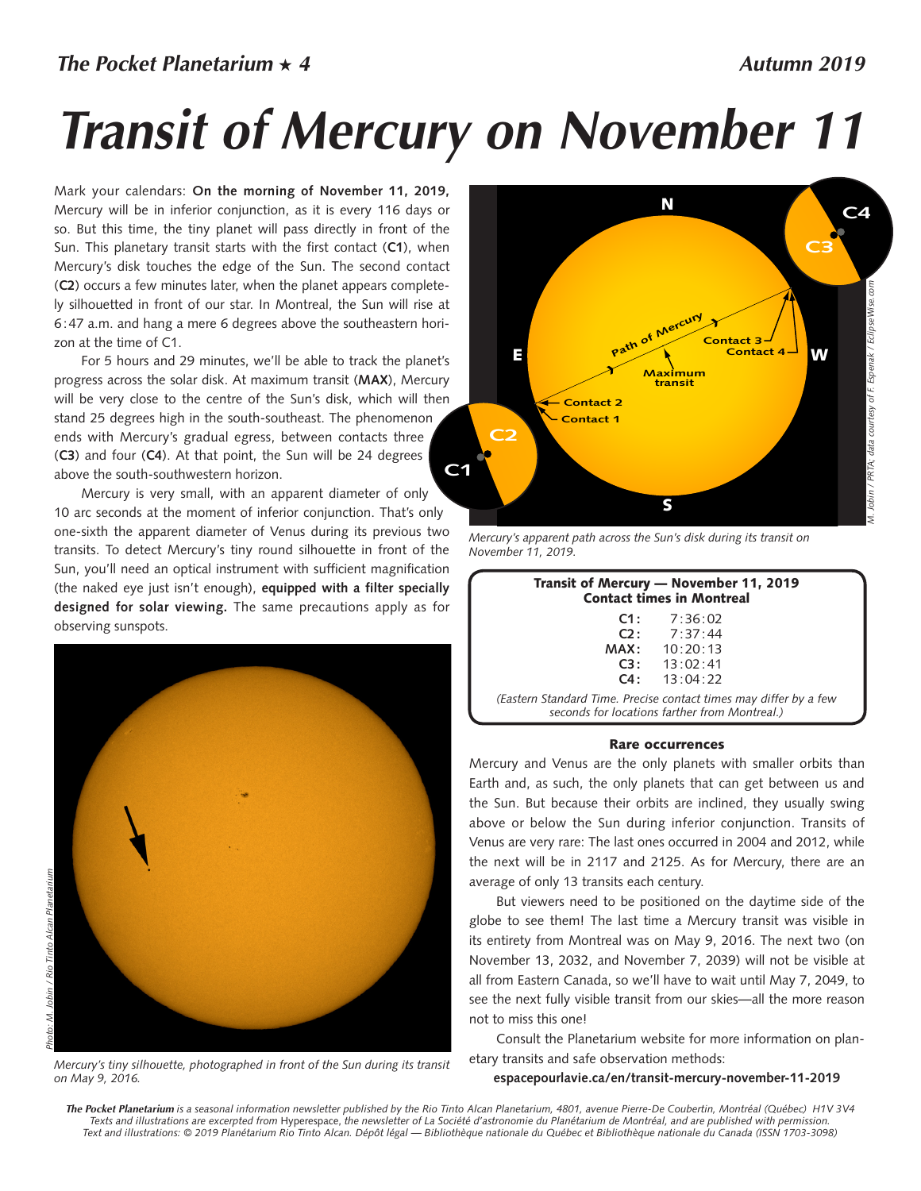# Transit of Mercury on November 11

Mark your calendars: **On the morning of November 11, 2019,** Mercury will be in inferior conjunction, as it is every 116 days or so. But this time, the tiny planet will pass directly in front of the Sun. This planetary transit starts with the first contact (**C1**), when Mercury's disk touches the edge of the Sun. The second contact (**C2**) occurs a few minutes later, when the planet appears completely silhouetted in front of our star. In Montreal, the Sun will rise at 6:47 a.m. and hang a mere 6 degrees above the southeastern horizon at the time of C1.

For 5 hours and 29 minutes, we'll be able to track the planet's progress across the solar disk. At maximum transit (**MAX**), Mercury will be very close to the centre of the Sun's disk, which will then stand 25 degrees high in the south-southeast. The phenomenon ends with Mercury's gradual egress, between contacts three (**C3**) and four (**C4**). At that point, the Sun will be 24 degrees above the south-southwestern horizon.

Mercury is very small, with an apparent diameter of only 10 arc seconds at the moment of inferior conjunction. That's only one-sixth the apparent diameter of Venus during its previous two transits. To detect Mercury's tiny round silhouette in front of the Sun, you'll need an optical instrument with sufficient magnification (the naked eye just isn't enough), **equipped with a filter specially designed for solar viewing.** The same precautions apply as for observing sunspots.

N
E
W
S
C1
C2
C3
C4
Path of Mercury
Maximum transit
Contact 1
Contact 2
Contact 3
Contact 4

M. Jobin / PRTA; data courtesy of F. Espenak / EclipseWise.com

*Mercury's apparent path across the Sun's disk during its transit on November 11, 2019.*

**Transit of Mercury — November 11, 2019**
**Contact times in Montreal**

| | |
|---|---|
| **C1:** | 7:36:02 |
| **C2:** | 7:37:44 |
| **MAX:** | 10:20:13 |
| **C3:** | 13:02:41 |
| **C4:** | 13:04:22 |

*(Eastern Standard Time. Precise contact times may differ by a few seconds for locations farther from Montreal.)*

Photo: M. Jobin / Rio Tinto Alcan Planetarium

*Mercury's tiny silhouette, photographed in front of the Sun during its transit on May 9, 2016.*

### Rare occurrences

Mercury and Venus are the only planets with smaller orbits than Earth and, as such, the only planets that can get between us and the Sun. But because their orbits are inclined, they usually swing above or below the Sun during inferior conjunction. Transits of Venus are very rare: The last ones occurred in 2004 and 2012, while the next will be in 2117 and 2125. As for Mercury, there are an average of only 13 transits each century.

But viewers need to be positioned on the daytime side of the globe to see them! The last time a Mercury transit was visible in its entirety from Montreal was on May 9, 2016. The next two (on November 13, 2032, and November 7, 2039) will not be visible at all from Eastern Canada, so we'll have to wait until May 7, 2049, to see the next fully visible transit from our skies—all the more reason not to miss this one!

Consult the Planetarium website for more information on planetary transits and safe observation methods:

**espacepourlavie.ca/en/transit-mercury-november-11-2019**

***The Pocket Planetarium*** *is a seasonal information newsletter published by the Rio Tinto Alcan Planetarium, 4801, avenue Pierre-De Coubertin, Montréal (Québec) H1V 3V4*
*Texts and illustrations are excerpted from* Hyperespace, *the newsletter of La Société d'astronomie du Planétarium de Montréal, and are published with permission.*
*Text and illustrations: © 2019 Planétarium Rio Tinto Alcan. Dépôt légal — Bibliothèque nationale du Québec et Bibliothèque nationale du Canada (ISSN 1703-3098)*